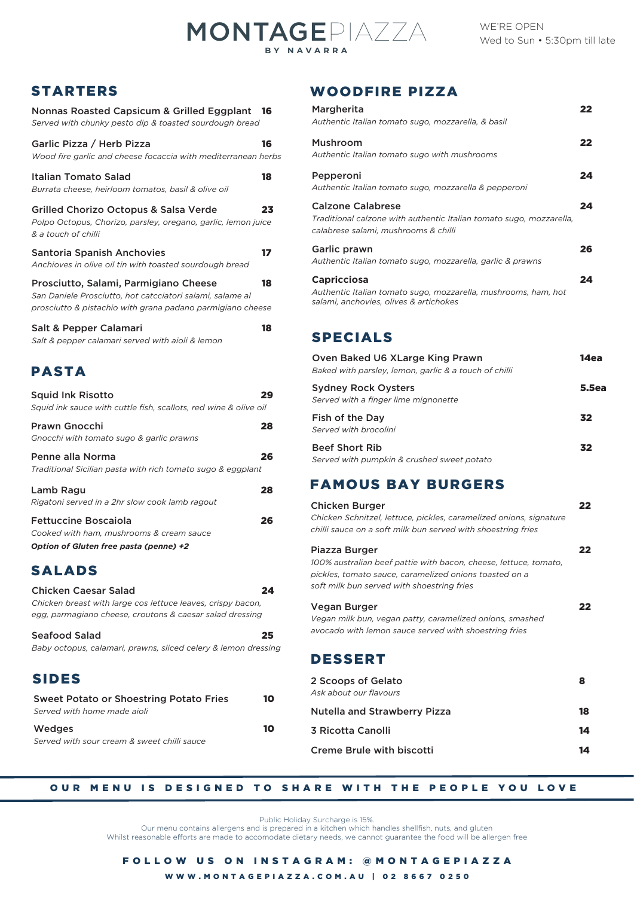# MONTAGEPIAZZA

BY NAVARRA

WE'RE OPEN
Wed to Sun • 5:30pm till late

## STARTERS

**Nonnas Roasted Capsicum & Grilled Eggplant** 16
*Served with chunky pesto dip & toasted sourdough bread*

**Garlic Pizza / Herb Pizza** 16
*Wood fire garlic and cheese focaccia with mediterranean herbs*

**Italian Tomato Salad** 18
*Burrata cheese, heirloom tomatos, basil & olive oil*

**Grilled Chorizo Octopus & Salsa Verde** 23
*Polpo Octopus, Chorizo, parsley, oregano, garlic, lemon juice & a touch of chilli*

**Santoria Spanish Anchovies** 17
*Anchioves in olive oil tin with toasted sourdough bread*

**Prosciutto, Salami, Parmigiano Cheese** 18
*San Daniele Prosciutto, hot catcciatori salami, salame al prosciutto & pistachio with grana padano parmigiano cheese*

**Salt & Pepper Calamari** 18
*Salt & pepper calamari served with aioli & lemon*

## PASTA

**Squid Ink Risotto** 29
*Squid ink sauce with cuttle fish, scallots, red wine & olive oil*

**Prawn Gnocchi** 28
*Gnocchi with tomato sugo & garlic prawns*

**Penne alla Norma** 26
*Traditional Sicilian pasta with rich tomato sugo & eggplant*

**Lamb Ragu** 28
*Rigatoni served in a 2hr slow cook lamb ragout*

**Fettuccine Boscaiola** 26
*Cooked with ham, mushrooms & cream sauce*

***Option of Gluten free pasta (penne) +2***

## SALADS

**Chicken Caesar Salad** 24
*Chicken breast with large cos lettuce leaves, crispy bacon, egg, parmagiano cheese, croutons & caesar salad dressing*

**Seafood Salad** 25
*Baby octopus, calamari, prawns, sliced celery & lemon dressing*

## SIDES

**Sweet Potato or Shoestring Potato Fries** 10
*Served with home made aioli*

**Wedges** 10
*Served with sour cream & sweet chilli sauce*

## WOODFIRE PIZZA

**Margherita** 22
*Authentic Italian tomato sugo, mozzarella, & basil*

**Mushroom** 22
*Authentic Italian tomato sugo with mushrooms*

**Pepperoni** 24
*Authentic Italian tomato sugo, mozzarella & pepperoni*

**Calzone Calabrese** 24
*Traditional calzone with authentic Italian tomato sugo, mozzarella, calabrese salami, mushrooms & chilli*

**Garlic prawn** 26
*Authentic Italian tomato sugo, mozzarella, garlic & prawns*

**Capricciosa** 24
*Authentic Italian tomato sugo, mozzarella, mushrooms, ham, hot salami, anchovies, olives & artichokes*

## SPECIALS

**Oven Baked U6 XLarge King Prawn** 14ea
*Baked with parsley, lemon, garlic & a touch of chilli*

**Sydney Rock Oysters** 5.5ea
*Served with a finger lime mignonette*

**Fish of the Day** 32
*Served with brocolini*

**Beef Short Rib** 32
*Served with pumpkin & crushed sweet potato*

## FAMOUS BAY BURGERS

**Chicken Burger** 22
*Chicken Schnitzel, lettuce, pickles, caramelized onions, signature chilli sauce on a soft milk bun served with shoestring fries*

**Piazza Burger** 22
*100% australian beef pattie with bacon, cheese, lettuce, tomato, pickles, tomato sauce, caramelized onions toasted on a soft milk bun served with shoestring fries*

**Vegan Burger** 22
*Vegan milk bun, vegan patty, caramelized onions, smashed avocado with lemon sauce served with shoestring fries*

## DESSERT

**2 Scoops of Gelato** 8
*Ask about our flavours*

**Nutella and Strawberry Pizza** 18

**3 Ricotta Canolli** 14

**Creme Brule with biscotti** 14

**OUR MENU IS DESIGNED TO SHARE WITH THE PEOPLE YOU LOVE**

Public Holiday Surcharge is 15%.
Our menu contains allergens and is prepared in a kitchen which handles shellfish, nuts, and gluten
Whilst reasonable efforts are made to accomodate dietary needs, we cannot guarantee the food will be allergen free

**FOLLOW US ON INSTAGRAM: @MONTAGEPIAZZA**

**WWW.MONTAGEPIAZZA.COM.AU | 02 8667 0250**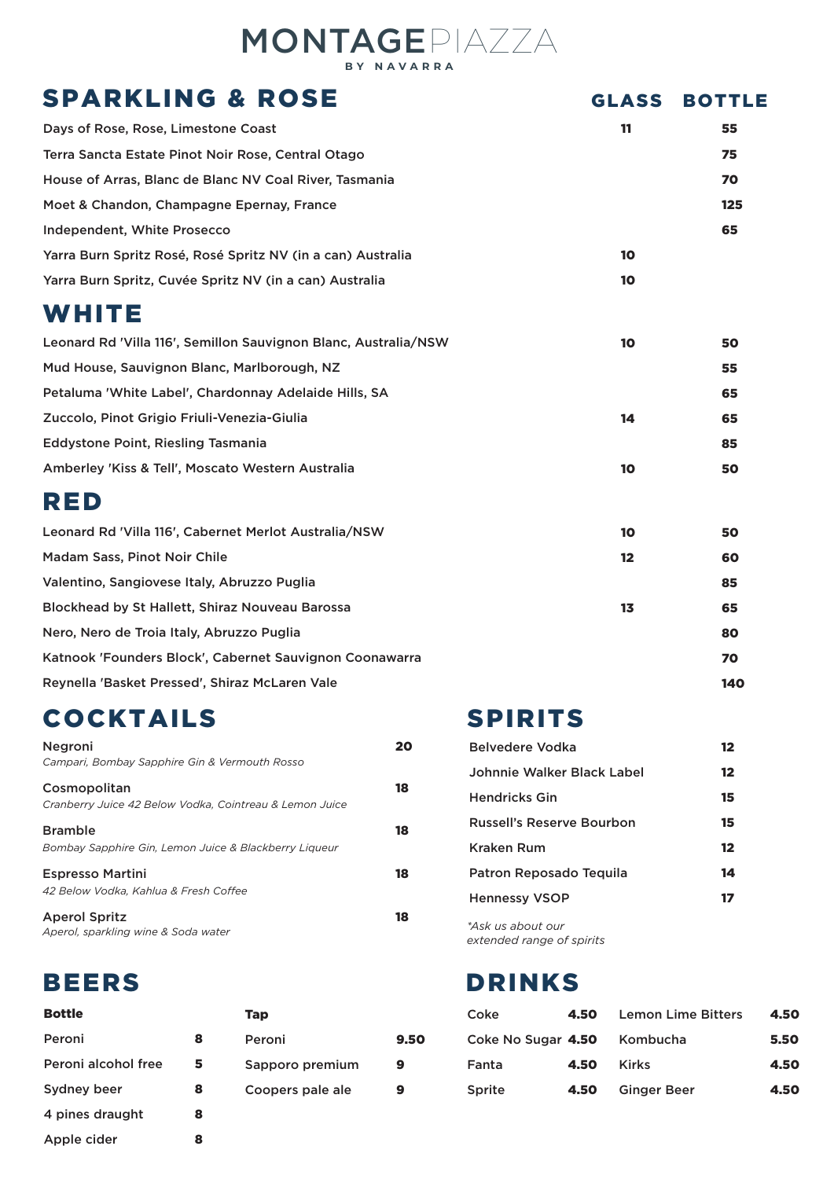# MONTAGEPIAZZA
BY NAVARRA

## SPARKLING & ROSE

| | GLASS | BOTTLE |
|---|---|---|
| Days of Rose, Rose, Limestone Coast | 11 | 55 |
| Terra Sancta Estate Pinot Noir Rose, Central Otago | | 75 |
| House of Arras, Blanc de Blanc NV Coal River, Tasmania | | 70 |
| Moet & Chandon, Champagne Epernay, France | | 125 |
| Independent, White Prosecco | | 65 |
| Yarra Burn Spritz Rosé, Rosé Spritz NV (in a can) Australia | 10 | |
| Yarra Burn Spritz, Cuvée Spritz NV (in a can) Australia | 10 | |

## WHITE

| | GLASS | BOTTLE |
|---|---|---|
| Leonard Rd 'Villa 116', Semillon Sauvignon Blanc, Australia/NSW | 10 | 50 |
| Mud House, Sauvignon Blanc, Marlborough, NZ | | 55 |
| Petaluma 'White Label', Chardonnay Adelaide Hills, SA | | 65 |
| Zuccolo, Pinot Grigio Friuli-Venezia-Giulia | 14 | 65 |
| Eddystone Point, Riesling Tasmania | | 85 |
| Amberley 'Kiss & Tell', Moscato Western Australia | 10 | 50 |

## RED

| | GLASS | BOTTLE |
|---|---|---|
| Leonard Rd 'Villa 116', Cabernet Merlot Australia/NSW | 10 | 50 |
| Madam Sass, Pinot Noir Chile | 12 | 60 |
| Valentino, Sangiovese Italy, Abruzzo Puglia | | 85 |
| Blockhead by St Hallett, Shiraz Nouveau Barossa | 13 | 65 |
| Nero, Nero de Troia Italy, Abruzzo Puglia | | 80 |
| Katnook 'Founders Block', Cabernet Sauvignon Coonawarra | | 70 |
| Reynella 'Basket Pressed', Shiraz McLaren Vale | | 140 |

## COCKTAILS

| | |
|---|---|
| Negroni<br>*Campari, Bombay Sapphire Gin & Vermouth Rosso* | 20 |
| Cosmopolitan<br>*Cranberry Juice 42 Below Vodka, Cointreau & Lemon Juice* | 18 |
| Bramble<br>*Bombay Sapphire Gin, Lemon Juice & Blackberry Liqueur* | 18 |
| Espresso Martini<br>*42 Below Vodka, Kahlua & Fresh Coffee* | 18 |
| Aperol Spritz<br>*Aperol, sparkling wine & Soda water* | 18 |

## SPIRITS

| | |
|---|---|
| Belvedere Vodka | 12 |
| Johnnie Walker Black Label | 12 |
| Hendricks Gin | 15 |
| Russell's Reserve Bourbon | 15 |
| Kraken Rum | 12 |
| Patron Reposado Tequila | 14 |
| Hennessy VSOP | 17 |

*\*Ask us about our extended range of spirits*

## BEERS

| Bottle | | Tap | |
|---|---|---|---|
| Peroni | 8 | Peroni | 9.50 |
| Peroni alcohol free | 5 | Sapporo premium | 9 |
| Sydney beer | 8 | Coopers pale ale | 9 |
| 4 pines draught | 8 | | |
| Apple cider | 8 | | |

## DRINKS

| | | | |
|---|---|---|---|
| Coke | 4.50 | Lemon Lime Bitters | 4.50 |
| Coke No Sugar | 4.50 | Kombucha | 5.50 |
| Fanta | 4.50 | Kirks | 4.50 |
| Sprite | 4.50 | Ginger Beer | 4.50 |